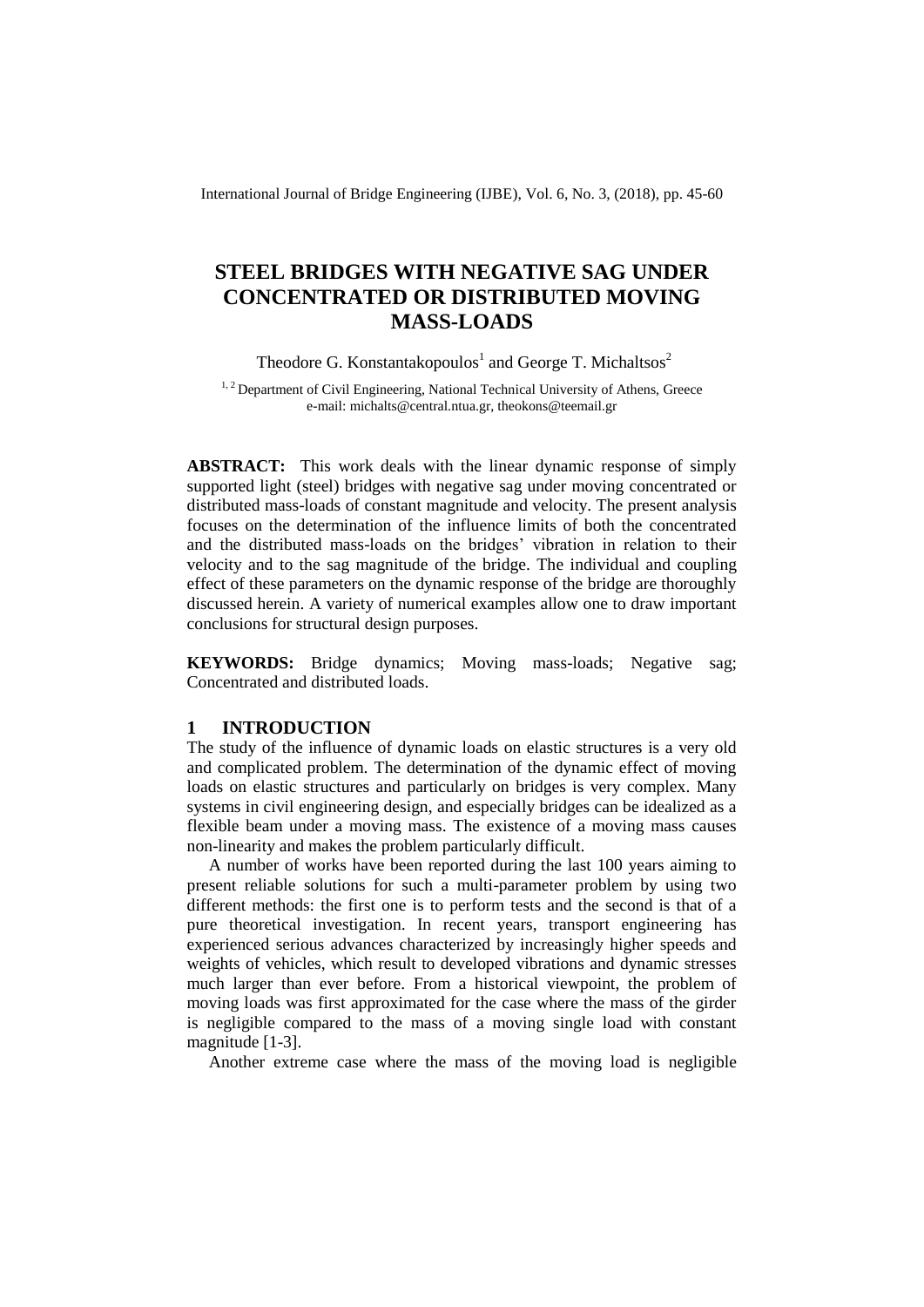# STEEL BRIDGES WITH NEGATIVE SAG UNDER CONCENTRATED OR DISTRIBUTED MOVING MASS-LOADS

Theodore G. Konstantakopoulos[1] and George T. Michaltsos[2]

[1, 2] Department of Civil Engineering, National Technical University of Athens, Greece
e-mail: michalts@central.ntua.gr, theokons@teemail.gr

**ABSTRACT:** This work deals with the linear dynamic response of simply supported light (steel) bridges with negative sag under moving concentrated or distributed mass-loads of constant magnitude and velocity. The present analysis focuses on the determination of the influence limits of both the concentrated and the distributed mass-loads on the bridges' vibration in relation to their velocity and to the sag magnitude of the bridge. The individual and coupling effect of these parameters on the dynamic response of the bridge are thoroughly discussed herein. A variety of numerical examples allow one to draw important conclusions for structural design purposes.

**KEYWORDS:** Bridge dynamics; Moving mass-loads; Negative sag; Concentrated and distributed loads.

## 1 INTRODUCTION

The study of the influence of dynamic loads on elastic structures is a very old and complicated problem. The determination of the dynamic effect of moving loads on elastic structures and particularly on bridges is very complex. Many systems in civil engineering design, and especially bridges can be idealized as a flexible beam under a moving mass. The existence of a moving mass causes non-linearity and makes the problem particularly difficult.

A number of works have been reported during the last 100 years aiming to present reliable solutions for such a multi-parameter problem by using two different methods: the first one is to perform tests and the second is that of a pure theoretical investigation. In recent years, transport engineering has experienced serious advances characterized by increasingly higher speeds and weights of vehicles, which result to developed vibrations and dynamic stresses much larger than ever before. From a historical viewpoint, the problem of moving loads was first approximated for the case where the mass of the girder is negligible compared to the mass of a moving single load with constant magnitude [1-3].

Another extreme case where the mass of the moving load is negligible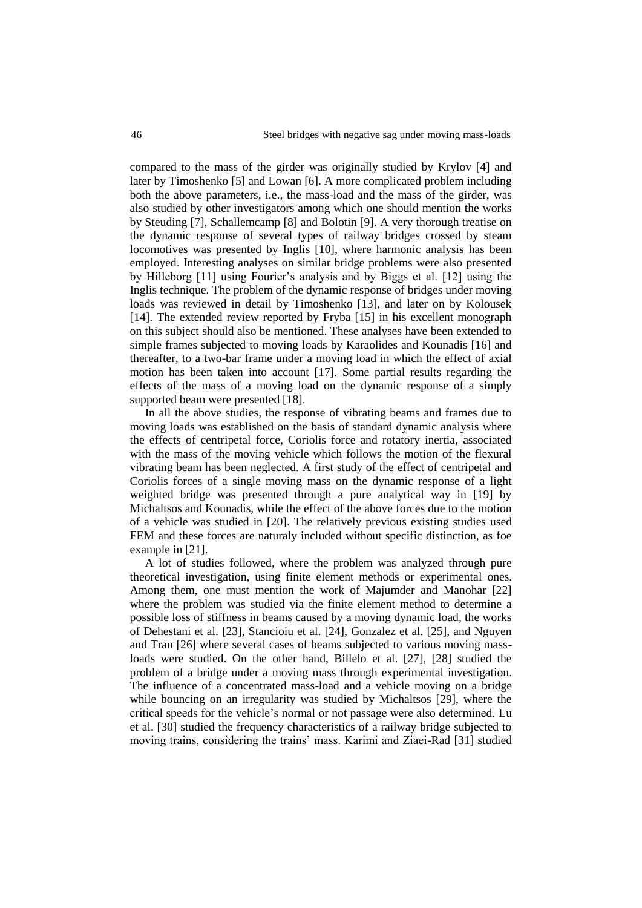compared to the mass of the girder was originally studied by Krylov [4] and later by Timoshenko [5] and Lowan [6]. A more complicated problem including both the above parameters, i.e., the mass-load and the mass of the girder, was also studied by other investigators among which one should mention the works by Steuding [7], Schallemcamp [8] and Bolotin [9]. A very thorough treatise on the dynamic response of several types of railway bridges crossed by steam locomotives was presented by Inglis [10], where harmonic analysis has been employed. Interesting analyses on similar bridge problems were also presented by Hilleborg [11] using Fourier's analysis and by Biggs et al. [12] using the Inglis technique. The problem of the dynamic response of bridges under moving loads was reviewed in detail by Timoshenko [13], and later on by Kolousek [14]. The extended review reported by Fryba [15] in his excellent monograph on this subject should also be mentioned. These analyses have been extended to simple frames subjected to moving loads by Karaolides and Kounadis [16] and thereafter, to a two-bar frame under a moving load in which the effect of axial motion has been taken into account [17]. Some partial results regarding the effects of the mass of a moving load on the dynamic response of a simply supported beam were presented [18].

In all the above studies, the response of vibrating beams and frames due to moving loads was established on the basis of standard dynamic analysis where the effects of centripetal force, Coriolis force and rotatory inertia, associated with the mass of the moving vehicle which follows the motion of the flexural vibrating beam has been neglected. A first study of the effect of centripetal and Coriolis forces of a single moving mass on the dynamic response of a light weighted bridge was presented through a pure analytical way in [19] by Michaltsos and Kounadis, while the effect of the above forces due to the motion of a vehicle was studied in [20]. The relatively previous existing studies used FEM and these forces are naturaly included without specific distinction, as foe example in [21].

A lot of studies followed, where the problem was analyzed through pure theoretical investigation, using finite element methods or experimental ones. Among them, one must mention the work of Majumder and Manohar [22] where the problem was studied via the finite element method to determine a possible loss of stiffness in beams caused by a moving dynamic load, the works of Dehestani et al. [23], Stancioiu et al. [24], Gonzalez et al. [25], and Nguyen and Tran [26] where several cases of beams subjected to various moving mass-loads were studied. On the other hand, Billelo et al. [27], [28] studied the problem of a bridge under a moving mass through experimental investigation. The influence of a concentrated mass-load and a vehicle moving on a bridge while bouncing on an irregularity was studied by Michaltsos [29], where the critical speeds for the vehicle's normal or not passage were also determined. Lu et al. [30] studied the frequency characteristics of a railway bridge subjected to moving trains, considering the trains' mass. Karimi and Ziaei-Rad [31] studied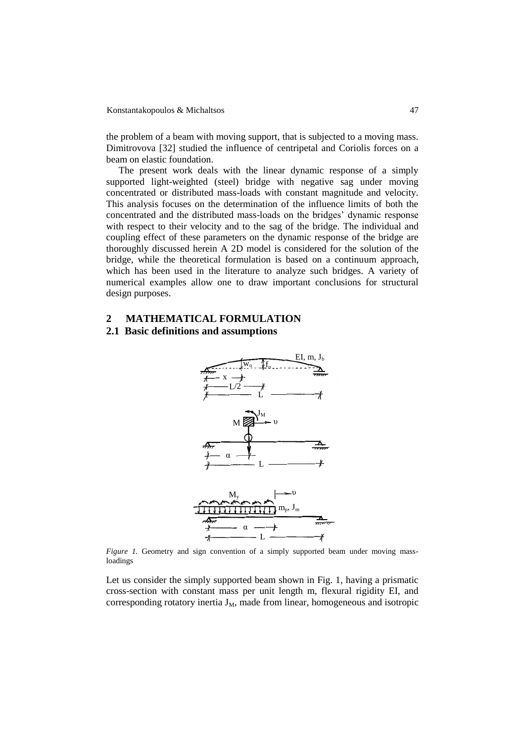the problem of a beam with moving support, that is subjected to a moving mass. Dimitrovova [32] studied the influence of centripetal and Coriolis forces on a beam on elastic foundation.

The present work deals with the linear dynamic response of a simply supported light-weighted (steel) bridge with negative sag under moving concentrated or distributed mass-loads with constant magnitude and velocity. This analysis focuses on the determination of the influence limits of both the concentrated and the distributed mass-loads on the bridges' dynamic response with respect to their velocity and to the sag of the bridge. The individual and coupling effect of these parameters on the dynamic response of the bridge are thoroughly discussed herein A 2D model is considered for the solution of the bridge, while the theoretical formulation is based on a continuum approach, which has been used in the literature to analyze such bridges. A variety of numerical examples allow one to draw important conclusions for structural design purposes.

## 2 MATHEMATICAL FORMULATION

### 2.1 Basic definitions and assumptions

*Figure 1.* Geometry and sign convention of a simply supported beam under moving mass-loadings

Let us consider the simply supported beam shown in Fig. 1, having a prismatic cross-section with constant mass per unit length m, flexural rigidity EI, and corresponding rotatory inertia $J_M$, made from linear, homogeneous and isotropic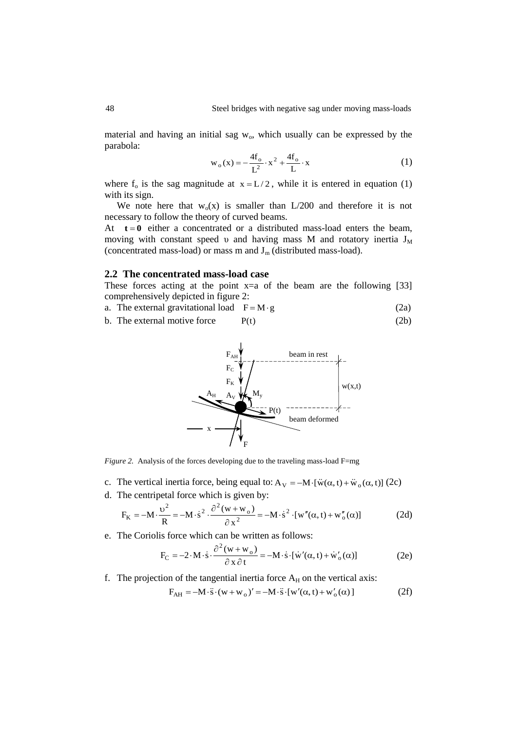material and having an initial sag $w_o$, which usually can be expressed by the parabola:

$$w_o(x) = -\frac{4f_o}{L^2} \cdot x^2 + \frac{4f_o}{L} \cdot x \tag{1}$$

where $f_o$ is the sag magnitude at $x = L/2$, while it is entered in equation (1) with its sign.

We note here that $w_o(x)$ is smaller than L/200 and therefore it is not necessary to follow the theory of curved beams.

At $\mathbf{t = 0}$ either a concentrated or a distributed mass-load enters the beam, moving with constant speed $\upsilon$ and having mass M and rotatory inertia $J_M$ (concentrated mass-load) or mass m and $J_m$ (distributed mass-load).

## 2.2 The concentrated mass-load case

These forces acting at the point x=a of the beam are the following [33] comprehensively depicted in figure 2:

a. The external gravitational load $F = M \cdot g$ (2a)

b. The external motive force $P(t)$ (2b)

*Figure 2.* Analysis of the forces developing due to the traveling mass-load F=mg

c. The vertical inertia force, being equal to: $A_V = -M \cdot [\ddot{w}(\alpha, t) + \ddot{w}_o(\alpha, t)]$ (2c)

d. The centripetal force which is given by:

$$F_K = -M \cdot \frac{\upsilon^2}{R} = -M \cdot \dot{s}^2 \cdot \frac{\partial^2 (w + w_o)}{\partial x^2} = -M \cdot \dot{s}^2 \cdot [w''(\alpha, t) + w''_o(\alpha)] \tag{2d}$$

e. The Coriolis force which can be written as follows:

$$F_C = -2 \cdot M \cdot \dot{s} \cdot \frac{\partial^2 (w + w_o)}{\partial x \, \partial t} = -M \cdot \dot{s} \cdot [\dot{w}'(\alpha, t) + \dot{w}'_o(\alpha)] \tag{2e}$$

f. The projection of the tangential inertia force $A_H$ on the vertical axis:

$$F_{AH} = -M \cdot \ddot{s} \cdot (w + w_o)' = -M \cdot \ddot{s} \cdot [w'(\alpha, t) + w'_o(\alpha)] \tag{2f}$$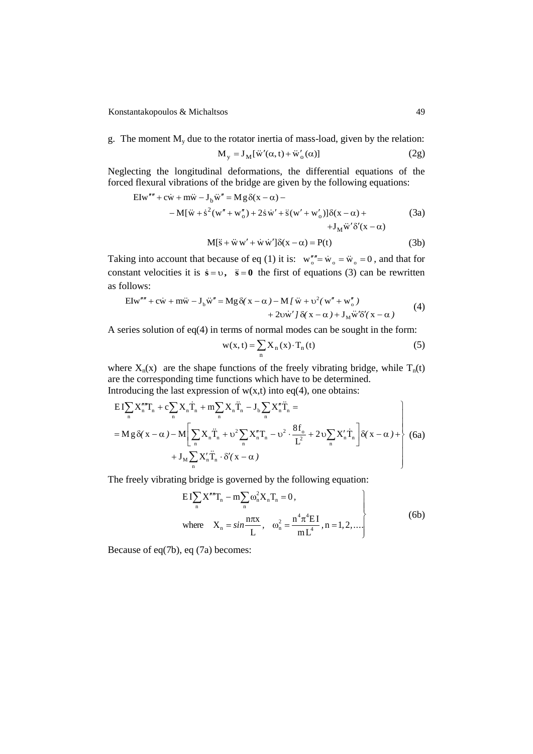g. The moment $M_y$ due to the rotator inertia of mass-load, given by the relation:

$$M_y = J_M[\ddot{w}'(\alpha,t) + \ddot{w}'_o(\alpha)] \tag{2g}$$

Neglecting the longitudinal deformations, the differential equations of the forced flexural vibrations of the bridge are given by the following equations:

$$\begin{aligned} EIw'''' + c\dot{w} + m\ddot{w} - J_b\ddot{w}'' &= Mg\,\delta(x-\alpha) - \\ &- M[\ddot{w} + \dot{s}^2(w'' + w''_o) + 2\dot{s}\,\dot{w}' + \ddot{s}(w' + w'_o)]\delta(x-\alpha) + \\ &+ J_M\ddot{w}'\delta'(x-\alpha) \end{aligned} \tag{3a}$$

$$M[\ddot{s} + \ddot{w}\,w' + \dot{w}\,\dot{w}']\delta(x-\alpha) = P(t) \tag{3b}$$

Taking into account that because of eq (1) it is: $w''''_o = \dot{w}_o = \ddot{w}_o = 0$, and that for constant velocities it is $\dot{\mathbf{s}} = \upsilon,\ \ \ddot{\mathbf{s}} = \mathbf{0}$ the first of equations (3) can be rewritten as follows:

$$\begin{aligned} EIw'''' + c\dot{w} + m\ddot{w} - J_b\ddot{w}'' = Mg\,\delta(x-\alpha) - M\,[\,\ddot{w} + \upsilon^2(w'' + w''_o) \\ + 2\upsilon\dot{w}'\,]\,\delta(x-\alpha) + J_M\ddot{w}'\delta'(x-\alpha) \end{aligned} \tag{4}$$

A series solution of eq(4) in terms of normal modes can be sought in the form:

$$w(x,t) = \sum_n X_n(x)\cdot T_n(t) \tag{5}$$

where $X_n(x)$ are the shape functions of the freely vibrating bridge, while $T_n(t)$ are the corresponding time functions which have to be determined.
Introducing the last expression of $w(x,t)$ into eq(4), one obtains:

$$\left.\begin{aligned} &EI\sum_n X''''_n T_n + c\sum_n X_n\dot{T}_n + m\sum_n X_n\ddot{T}_n - J_b\sum_n X''_n\ddot{T}_n = \\ &= Mg\,\delta(x-\alpha) - M\left[\sum_n X_n\ddot{T}_n + \upsilon^2\sum_n X''_n T_n - \upsilon^2\cdot\frac{8f_o}{L^2} + 2\upsilon\sum_n X'_n\dot{T}_n\right]\delta(x-\alpha) + \\ &\quad + J_M\sum_n X'_n\ddot{T}_n\cdot\delta'(x-\alpha) \end{aligned}\right\} \tag{6a}$$

The freely vibrating bridge is governed by the following equation:

$$\left.\begin{aligned} &EI\sum_n X''''T_n - m\sum_n \omega_n^2 X_n T_n = 0, \\ &\text{where}\quad X_n = \sin\frac{n\pi x}{L},\quad \omega_n^2 = \frac{n^4\pi^4 EI}{mL^4},\ n = 1,2,\ldots \end{aligned}\right\} \tag{6b}$$

Because of eq(7b), eq (7a) becomes: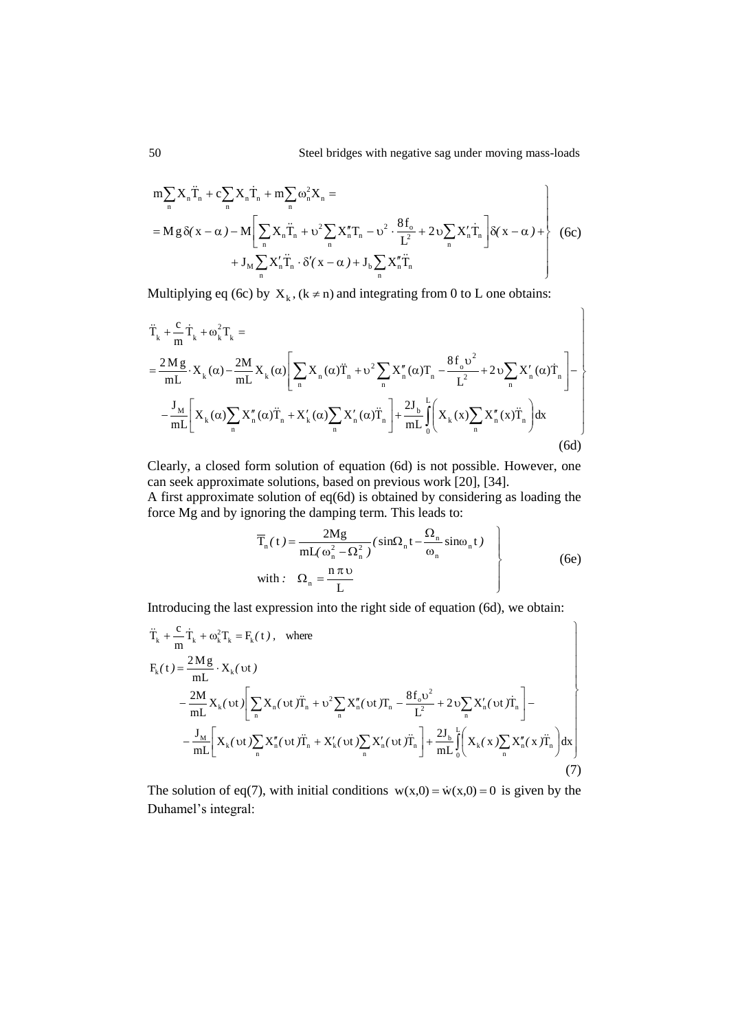$$
\left.
\begin{aligned}
&m\sum_n X_n \ddot{T}_n + c\sum_n X_n \dot{T}_n + m\sum_n \omega_n^2 X_n = \\
&= M g\,\delta(x-\alpha) - M\left[\sum_n X_n \ddot{T}_n + \upsilon^2 \sum_n X_n'' T_n - \upsilon^2 \cdot \frac{8 f_o}{L^2} + 2\upsilon \sum_n X_n' \dot{T}_n\right]\delta(x-\alpha) + \\
&\quad + J_M \sum_n X_n' \ddot{T}_n \cdot \delta'(x-\alpha) + J_b \sum_n X_n'' \ddot{T}_n
\end{aligned}
\right\} \quad (6c)
$$

Multiplying eq (6c) by $X_k$, $(k \neq n)$ and integrating from 0 to L one obtains:

$$
\left.
\begin{aligned}
&\ddot{T}_k + \frac{c}{m}\dot{T}_k + \omega_k^2 T_k = \\
&= \frac{2Mg}{mL}\cdot X_k(\alpha) - \frac{2M}{mL}X_k(\alpha)\left[\sum_n X_n(\alpha)\ddot{T}_n + \upsilon^2 \sum_n X_n''(\alpha) T_n - \frac{8 f_o \upsilon^2}{L^2} + 2\upsilon \sum_n X_n'(\alpha)\dot{T}_n\right] - \\
&- \frac{J_M}{mL}\left[X_k(\alpha)\sum_n X_n''(\alpha)\ddot{T}_n + X_k'(\alpha)\sum_n X_n'(\alpha)\ddot{T}_n\right] + \frac{2J_b}{mL}\int_0^L \left(X_k(x)\sum_n X_n''(x)\ddot{T}_n\right)dx
\end{aligned}
\right\} \quad (6d)
$$

Clearly, a closed form solution of equation (6d) is not possible. However, one can seek approximate solutions, based on previous work [20], [34].

A first approximate solution of eq(6d) is obtained by considering as loading the force Mg and by ignoring the damping term. This leads to:

$$
\left.
\begin{aligned}
&\overline{T}_n(t) = \frac{2Mg}{mL(\omega_n^2 - \Omega_n^2)}\left(\sin\Omega_n t - \frac{\Omega_n}{\omega_n}\sin\omega_n t\right) \\
&\text{with: } \quad \Omega_n = \frac{n\pi\upsilon}{L}
\end{aligned}
\right\} \quad (6e)
$$

Introducing the last expression into the right side of equation (6d), we obtain:

$$
\left.
\begin{aligned}
&\ddot{T}_k + \frac{c}{m}\dot{T}_k + \omega_k^2 T_k = F_k(t), \quad \text{where} \\
&F_k(t) = \frac{2Mg}{mL}\cdot X_k(\upsilon t) \\
&\quad - \frac{2M}{mL}X_k(\upsilon t)\left[\sum_n X_n(\upsilon t)\ddot{\overline{T}}_n + \upsilon^2 \sum_n X_n''(\upsilon t)\overline{T}_n - \frac{8 f_o \upsilon^2}{L^2} + 2\upsilon \sum_n X_n'(\upsilon t)\dot{\overline{T}}_n\right] - \\
&\quad - \frac{J_M}{mL}\left[X_k(\upsilon t)\sum_n X_n''(\upsilon t)\ddot{\overline{T}}_n + X_k'(\upsilon t)\sum_n X_n'(\upsilon t)\ddot{\overline{T}}_n\right] + \frac{2J_b}{mL}\int_0^L \left(X_k(x)\sum_n X_n''(x)\ddot{\overline{T}}_n\right)dx
\end{aligned}
\right\} \quad (7)
$$

The solution of eq(7), with initial conditions $w(x,0) = \dot{w}(x,0) = 0$ is given by the Duhamel's integral: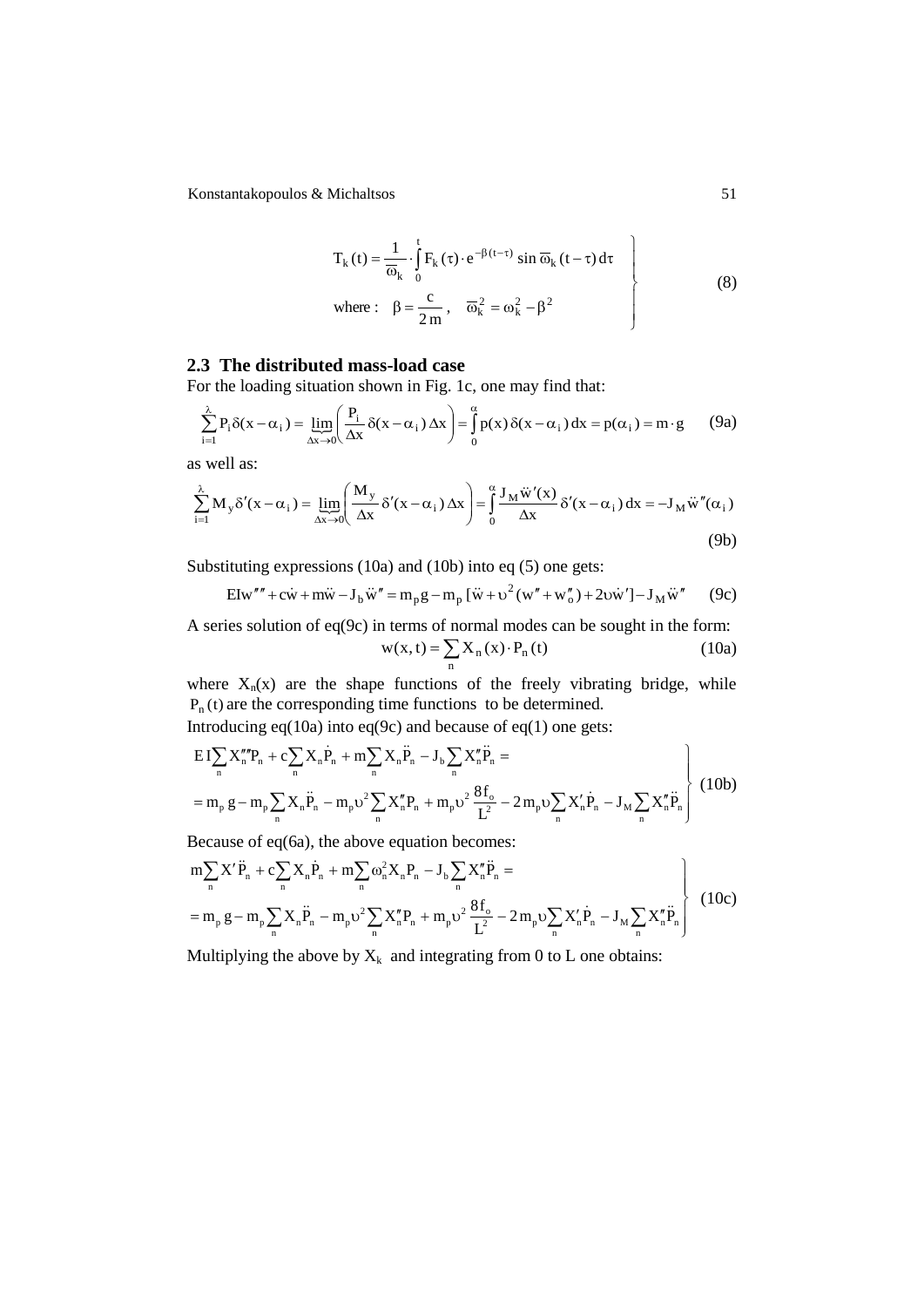$$
\left.
\begin{aligned}
& T_k(t) = \frac{1}{\overline{\omega}_k} \cdot \int_0^t F_k(\tau) \cdot e^{-\beta(t-\tau)} \sin \overline{\omega}_k (t-\tau)\, d\tau \\
& \text{where: } \quad \beta = \frac{c}{2m}, \quad \overline{\omega}_k^2 = \omega_k^2 - \beta^2
\end{aligned}
\right\} \tag{8}
$$

## 2.3 The distributed mass-load case

For the loading situation shown in Fig. 1c, one may find that:

$$
\sum_{i=1}^{\lambda} P_i \delta(x - \alpha_i) = \underbrace{\lim}_{\Delta x \to 0} \left( \frac{P_i}{\Delta x} \delta(x - \alpha_i) \Delta x \right) = \int_0^{\alpha} p(x) \delta(x - \alpha_i)\, dx = p(\alpha_i) = m \cdot g \tag{9a}
$$

as well as:

$$
\sum_{i=1}^{\lambda} M_y \delta'(x - \alpha_i) = \underbrace{\lim}_{\Delta x \to 0} \left( \frac{M_y}{\Delta x} \delta'(x - \alpha_i) \Delta x \right) = \int_0^{\alpha} \frac{J_M \ddot{w}'(x)}{\Delta x} \delta'(x - \alpha_i)\, dx = -J_M \ddot{w}''(\alpha_i) \tag{9b}
$$

Substituting expressions (10a) and (10b) into eq (5) one gets:

$$
EIw'''' + c\dot{w} + m\ddot{w} - J_b \ddot{w}'' = m_p g - m_p [\ddot{w} + \upsilon^2 (w'' + w_o'') + 2\upsilon \dot{w}'] - J_M \ddot{w}'' \tag{9c}
$$

A series solution of eq(9c) in terms of normal modes can be sought in the form:

$$
w(x,t) = \sum_n X_n(x) \cdot P_n(t) \tag{10a}
$$

where $X_n(x)$ are the shape functions of the freely vibrating bridge, while $P_n(t)$ are the corresponding time functions to be determined.

Introducing eq(10a) into eq(9c) and because of eq(1) one gets:

$$
\left.
\begin{aligned}
& EI \sum_n X_n'''' P_n + c \sum_n X_n \dot{P}_n + m \sum_n X_n \ddot{P}_n - J_b \sum_n X_n'' \ddot{P}_n = \\
& = m_p g - m_p \sum_n X_n \ddot{P}_n - m_p \upsilon^2 \sum_n X_n'' P_n + m_p \upsilon^2 \frac{8 f_o}{L^2} - 2 m_p \upsilon \sum_n X_n' \dot{P}_n - J_M \sum_n X_n'' \ddot{P}_n
\end{aligned}
\right\} \tag{10b}
$$

Because of eq(6a), the above equation becomes:

$$
\left.
\begin{aligned}
& m \sum_n X' \ddot{P}_n + c \sum_n X_n \dot{P}_n + m \sum_n \omega_n^2 X_n P_n - J_b \sum_n X_n'' \ddot{P}_n = \\
& = m_p g - m_p \sum_n X_n \ddot{P}_n - m_p \upsilon^2 \sum_n X_n'' P_n + m_p \upsilon^2 \frac{8 f_o}{L^2} - 2 m_p \upsilon \sum_n X_n' \dot{P}_n - J_M \sum_n X_n'' \ddot{P}_n
\end{aligned}
\right\} \tag{10c}
$$

Multiplying the above by $X_k$ and integrating from 0 to L one obtains: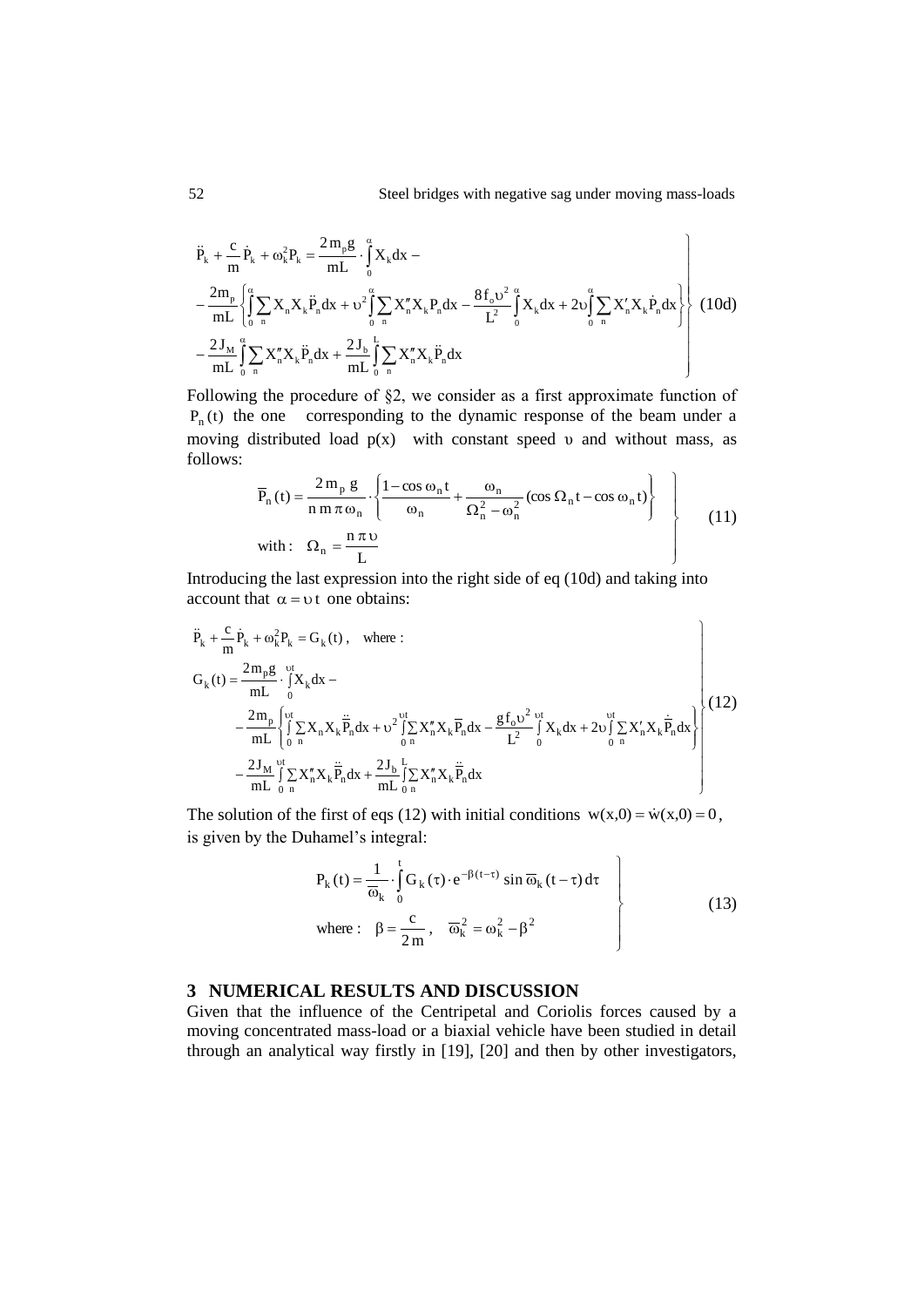$$
\left.
\begin{aligned}
&\ddot{P}_k + \frac{c}{m}\dot{P}_k + \omega_k^2 P_k = \frac{2\,m_p g}{mL}\cdot\int_0^{\alpha} X_k dx - \\
&-\frac{2m_p}{mL}\left\{\int_0^{\alpha}\sum_n X_n X_k \ddot{P}_n dx + \upsilon^2\int_0^{\alpha}\sum_n X_n'' X_k P_n dx - \frac{8 f_o \upsilon^2}{L^2}\int_0^{\alpha} X_k dx + 2\upsilon\int_0^{\alpha}\sum_n X_n' X_k \dot{P}_n dx\right\} \\
&-\frac{2\,J_M}{mL}\int_0^{\alpha}\sum_n X_n'' X_k \ddot{P}_n dx + \frac{2\,J_b}{mL}\int_0^{L}\sum_n X_n'' X_k \ddot{P}_n dx
\end{aligned}
\right\} \quad (10d)
$$

Following the procedure of §2, we consider as a first approximate function of $P_n(t)$ the one corresponding to the dynamic response of the beam under a moving distributed load $p(x)$ with constant speed $\upsilon$ and without mass, as follows:

$$
\left.
\begin{aligned}
&\overline{P}_n(t) = \frac{2\,m_p\,g}{n\,m\,\pi\,\omega_n}\cdot\left\{\frac{1-\cos\omega_n t}{\omega_n} + \frac{\omega_n}{\Omega_n^2-\omega_n^2}(\cos\Omega_n t - \cos\omega_n t)\right\} \\
&\text{with: } \quad \Omega_n = \frac{n\,\pi\,\upsilon}{L}
\end{aligned}
\right\} \quad (11)
$$

Introducing the last expression into the right side of eq (10d) and taking into account that $\alpha = \upsilon\,t$ one obtains:

$$
\left.
\begin{aligned}
&\ddot{P}_k + \frac{c}{m}\dot{P}_k + \omega_k^2 P_k = G_k(t)\,, \quad \text{where :} \\
&G_k(t) = \frac{2m_p g}{mL}\cdot\int_0^{\upsilon t} X_k dx - \\
&\quad -\frac{2m_p}{mL}\left\{\int_0^{\upsilon t}\sum_n X_n X_k \ddot{\overline{P}}_n dx + \upsilon^2\int_0^{\upsilon t}\sum_n X_n'' X_k \overline{P}_n dx - \frac{g f_o \upsilon^2}{L^2}\int_0^{\upsilon t} X_k dx + 2\upsilon\int_0^{\upsilon t}\sum_n X_n' X_k \dot{\overline{P}}_n dx\right\} \\
&\quad -\frac{2J_M}{mL}\int_0^{\upsilon t}\sum_n X_n'' X_k \ddot{\overline{P}}_n dx + \frac{2J_b}{mL}\int_0^{L}\sum_n X_n'' X_k \ddot{\overline{P}}_n dx
\end{aligned}
\right\} \quad (12)
$$

The solution of the first of eqs (12) with initial conditions $w(x,0) = \dot{w}(x,0) = 0$, is given by the Duhamel's integral:

$$
\left.
\begin{aligned}
&P_k(t) = \frac{1}{\overline{\omega}_k}\cdot\int_0^{t} G_k(\tau)\cdot e^{-\beta(t-\tau)}\sin\overline{\omega}_k(t-\tau)\,d\tau \\
&\text{where : } \quad \beta = \frac{c}{2\,m}\,, \quad \overline{\omega}_k^2 = \omega_k^2 - \beta^2
\end{aligned}
\right\} \quad (13)
$$

## 3 NUMERICAL RESULTS AND DISCUSSION

Given that the influence of the Centripetal and Coriolis forces caused by a moving concentrated mass-load or a biaxial vehicle have been studied in detail through an analytical way firstly in [19], [20] and then by other investigators,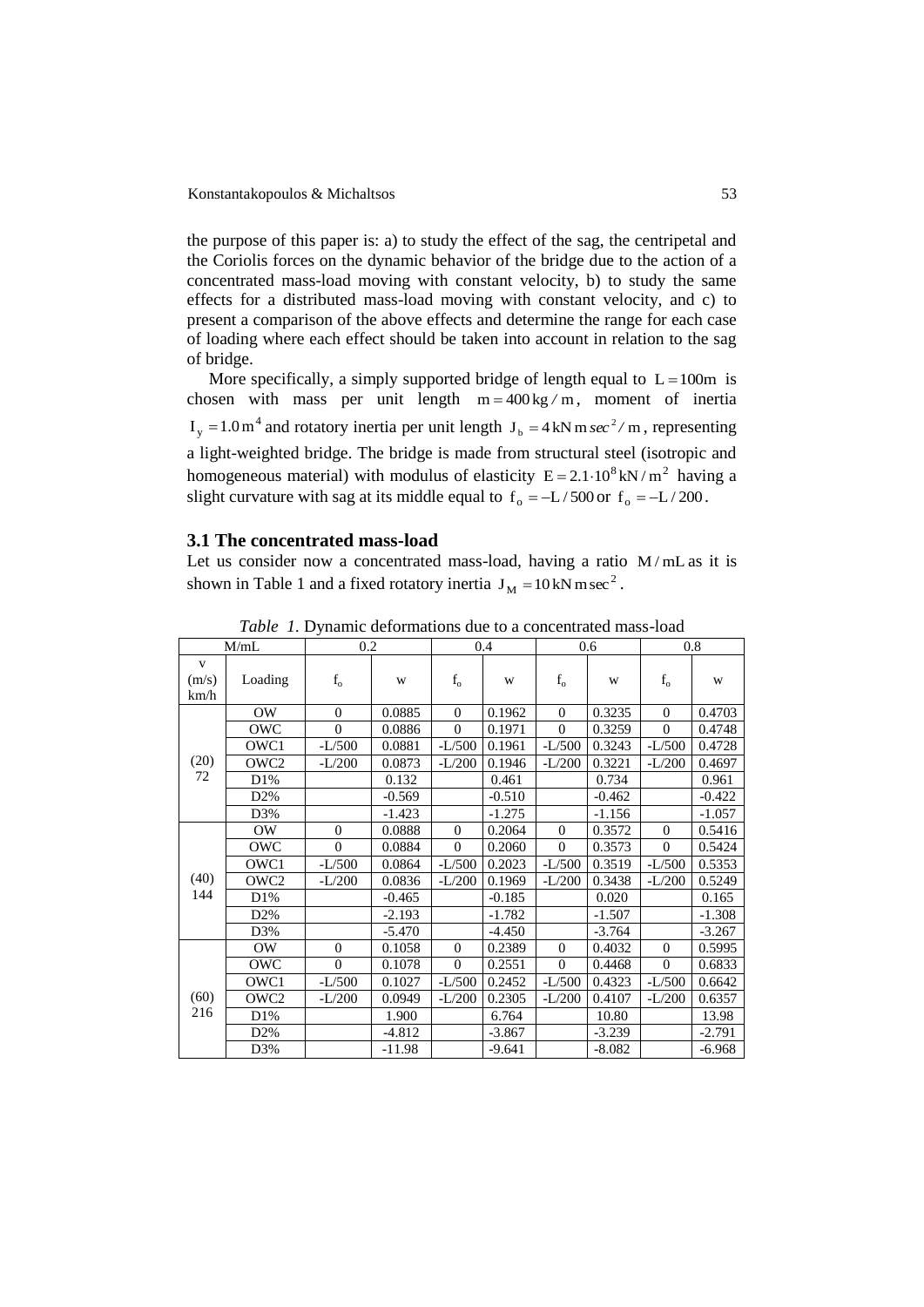the purpose of this paper is: a) to study the effect of the sag, the centripetal and the Coriolis forces on the dynamic behavior of the bridge due to the action of a concentrated mass-load moving with constant velocity, b) to study the same effects for a distributed mass-load moving with constant velocity, and c) to present a comparison of the above effects and determine the range for each case of loading where each effect should be taken into account in relation to the sag of bridge.

More specifically, a simply supported bridge of length equal to $L = 100\text{m}$ is chosen with mass per unit length $m = 400\,\text{kg}/\text{m}$, moment of inertia $I_y = 1.0\,\text{m}^4$ and rotatory inertia per unit length $J_b = 4\,\text{kN m}\,sec^2/\text{m}$, representing a light-weighted bridge. The bridge is made from structural steel (isotropic and homogeneous material) with modulus of elasticity $E = 2.1 \cdot 10^8\,\text{kN}/\text{m}^2$ having a slight curvature with sag at its middle equal to $f_o = -L/500$ or $f_o = -L/200$.

### 3.1 The concentrated mass-load

Let us consider now a concentrated mass-load, having a ratio $M/mL$ as it is shown in Table 1 and a fixed rotatory inertia $J_M = 10\,\text{kN m sec}^2$.

*Table 1.* Dynamic deformations due to a concentrated mass-load

| M/mL | | 0.2 | | 0.4 | | 0.6 | | 0.8 | |
|---|---|---|---|---|---|---|---|---|---|
| v (m/s) km/h | Loading | $f_o$ | w | $f_o$ | w | $f_o$ | w | $f_o$ | w |
| (20) 72 | OW | 0 | 0.0885 | 0 | 0.1962 | 0 | 0.3235 | 0 | 0.4703 |
| | OWC | 0 | 0.0886 | 0 | 0.1971 | 0 | 0.3259 | 0 | 0.4748 |
| | OWC1 | -L/500 | 0.0881 | -L/500 | 0.1961 | -L/500 | 0.3243 | -L/500 | 0.4728 |
| | OWC2 | -L/200 | 0.0873 | -L/200 | 0.1946 | -L/200 | 0.3221 | -L/200 | 0.4697 |
| | D1% | | 0.132 | | 0.461 | | 0.734 | | 0.961 |
| | D2% | | -0.569 | | -0.510 | | -0.462 | | -0.422 |
| | D3% | | -1.423 | | -1.275 | | -1.156 | | -1.057 |
| (40) 144 | OW | 0 | 0.0888 | 0 | 0.2064 | 0 | 0.3572 | 0 | 0.5416 |
| | OWC | 0 | 0.0884 | 0 | 0.2060 | 0 | 0.3573 | 0 | 0.5424 |
| | OWC1 | -L/500 | 0.0864 | -L/500 | 0.2023 | -L/500 | 0.3519 | -L/500 | 0.5353 |
| | OWC2 | -L/200 | 0.0836 | -L/200 | 0.1969 | -L/200 | 0.3438 | -L/200 | 0.5249 |
| | D1% | | -0.465 | | -0.185 | | 0.020 | | 0.165 |
| | D2% | | -2.193 | | -1.782 | | -1.507 | | -1.308 |
| | D3% | | -5.470 | | -4.450 | | -3.764 | | -3.267 |
| (60) 216 | OW | 0 | 0.1058 | 0 | 0.2389 | 0 | 0.4032 | 0 | 0.5995 |
| | OWC | 0 | 0.1078 | 0 | 0.2551 | 0 | 0.4468 | 0 | 0.6833 |
| | OWC1 | -L/500 | 0.1027 | -L/500 | 0.2452 | -L/500 | 0.4323 | -L/500 | 0.6642 |
| | OWC2 | -L/200 | 0.0949 | -L/200 | 0.2305 | -L/200 | 0.4107 | -L/200 | 0.6357 |
| | D1% | | 1.900 | | 6.764 | | 10.80 | | 13.98 |
| | D2% | | -4.812 | | -3.867 | | -3.239 | | -2.791 |
| | D3% | | -11.98 | | -9.641 | | -8.082 | | -6.968 |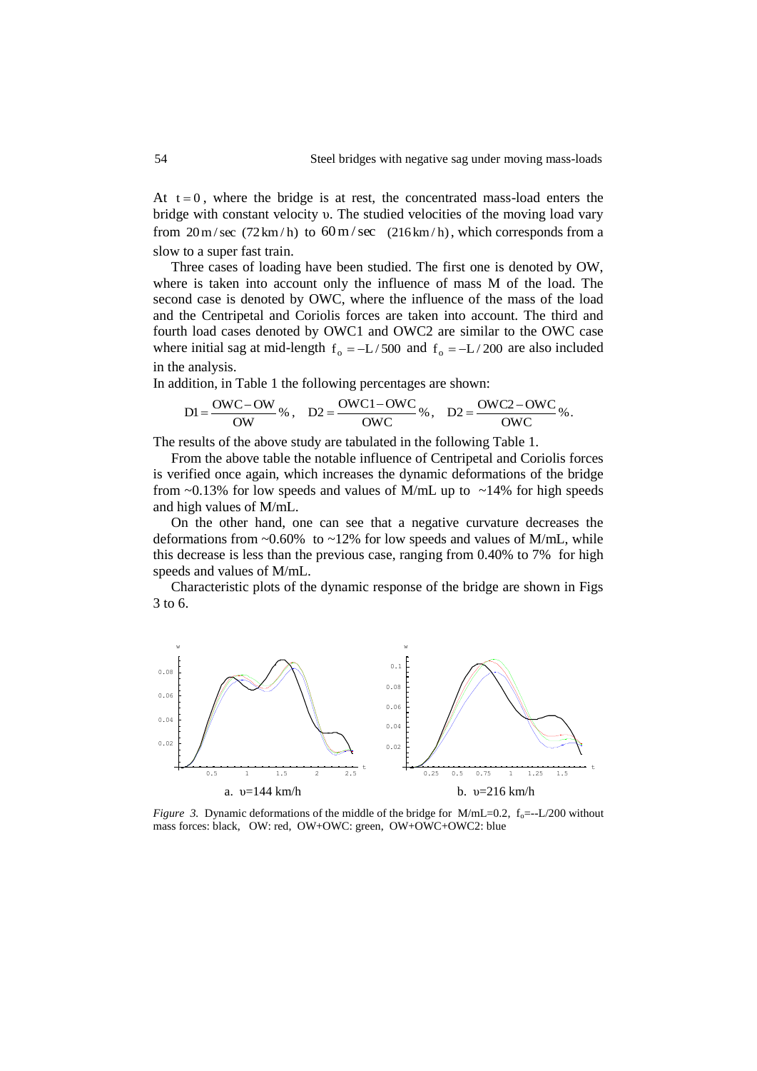At $t = 0$, where the bridge is at rest, the concentrated mass-load enters the bridge with constant velocity υ. The studied velocities of the moving load vary from $20\,\text{m/sec}$ $(72\,\text{km/h})$ to $60\,\text{m/sec}$ $(216\,\text{km/h})$, which corresponds from a slow to a super fast train.

Three cases of loading have been studied. The first one is denoted by OW, where is taken into account only the influence of mass M of the load. The second case is denoted by OWC, where the influence of the mass of the load and the Centripetal and Coriolis forces are taken into account. The third and fourth load cases denoted by OWC1 and OWC2 are similar to the OWC case where initial sag at mid-length $f_o = -L/500$ and $f_o = -L/200$ are also included in the analysis.

In addition, in Table 1 the following percentages are shown:

$$D1 = \frac{OWC - OW}{OW}\%, \quad D2 = \frac{OWC1 - OWC}{OWC}\%, \quad D2 = \frac{OWC2 - OWC}{OWC}\%.$$

The results of the above study are tabulated in the following Table 1.

From the above table the notable influence of Centripetal and Coriolis forces is verified once again, which increases the dynamic deformations of the bridge from ~0.13% for low speeds and values of M/mL up to ~14% for high speeds and high values of M/mL.

On the other hand, one can see that a negative curvature decreases the deformations from ~0.60% to ~12% for low speeds and values of M/mL, while this decrease is less than the previous case, ranging from 0.40% to 7% for high speeds and values of M/mL.

Characteristic plots of the dynamic response of the bridge are shown in Figs 3 to 6.

a. υ=144 km/h    b. υ=216 km/h

*Figure 3.* Dynamic deformations of the middle of the bridge for M/mL=0.2, $f_o$=--L/200 without mass forces: black, OW: red, OW+OWC: green, OW+OWC+OWC2: blue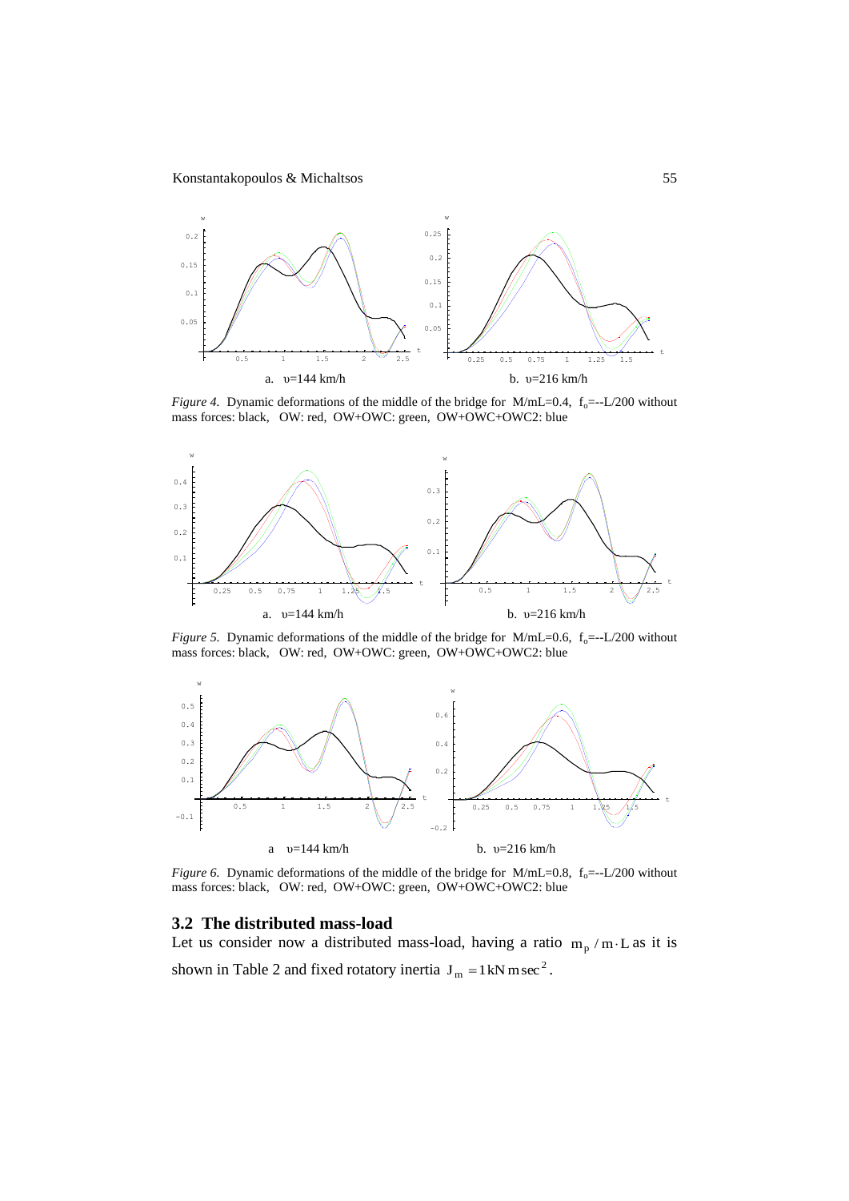a. υ=144 km/h

b. υ=216 km/h

*Figure 4.* Dynamic deformations of the middle of the bridge for M/mL=0.4, $f_o$=--L/200 without mass forces: black, OW: red, OW+OWC: green, OW+OWC+OWC2: blue

a. υ=144 km/h

b. υ=216 km/h

*Figure 5.* Dynamic deformations of the middle of the bridge for M/mL=0.6, $f_o$=--L/200 without mass forces: black, OW: red, OW+OWC: green, OW+OWC+OWC2: blue

a υ=144 km/h

b. υ=216 km/h

*Figure 6.* Dynamic deformations of the middle of the bridge for M/mL=0.8, $f_o$=--L/200 without mass forces: black, OW: red, OW+OWC: green, OW+OWC+OWC2: blue

### 3.2 The distributed mass-load

Let us consider now a distributed mass-load, having a ratio $m_p / m \cdot L$ as it is shown in Table 2 and fixed rotatory inertia $J_m = 1\,\text{kN}\,\text{m}\,\text{sec}^2$.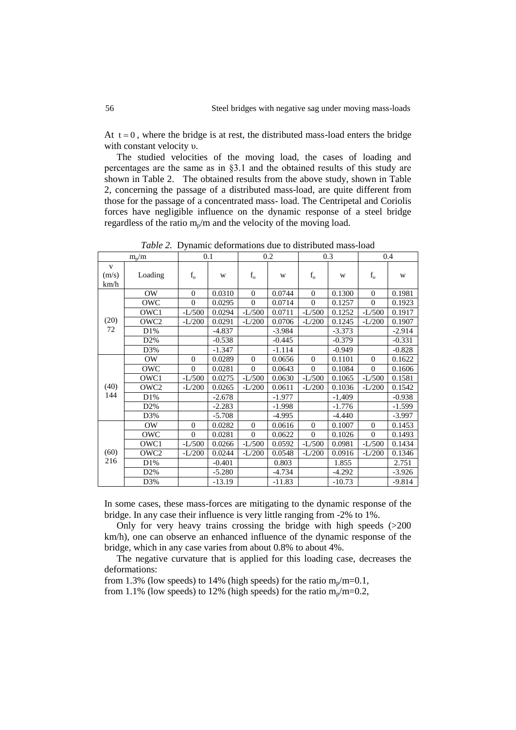At $t = 0$, where the bridge is at rest, the distributed mass-load enters the bridge with constant velocity υ.

The studied velocities of the moving load, the cases of loading and percentages are the same as in §3.1 and the obtained results of this study are shown in Table 2. The obtained results from the above study, shown in Table 2, concerning the passage of a distributed mass-load, are quite different from those for the passage of a concentrated mass- load. The Centripetal and Coriolis forces have negligible influence on the dynamic response of a steel bridge regardless of the ratio $m_p/m$ and the velocity of the moving load.

*Table 2.* Dynamic deformations due to distributed mass-load

| $m_p/m$ | | 0.1 | | 0.2 | | 0.3 | | 0.4 | |
|---|---|---|---|---|---|---|---|---|---|
| v (m/s) km/h | Loading | $f_o$ | w | $f_o$ | w | $f_o$ | w | $f_o$ | w |
| (20) 72 | OW | 0 | 0.0310 | 0 | 0.0744 | 0 | 0.1300 | 0 | 0.1981 |
| | OWC | 0 | 0.0295 | 0 | 0.0714 | 0 | 0.1257 | 0 | 0.1923 |
| | OWC1 | -L/500 | 0.0294 | -L/500 | 0.0711 | -L/500 | 0.1252 | -L/500 | 0.1917 |
| | OWC2 | -L/200 | 0.0291 | -L/200 | 0.0706 | -L/200 | 0.1245 | -L/200 | 0.1907 |
| | D1% | | -4.837 | | -3.984 | | -3.373 | | -2.914 |
| | D2% | | -0.538 | | -0.445 | | -0.379 | | -0.331 |
| | D3% | | -1.347 | | -1.114 | | -0.949 | | -0.828 |
| (40) 144 | OW | 0 | 0.0289 | 0 | 0.0656 | 0 | 0.1101 | 0 | 0.1622 |
| | OWC | 0 | 0.0281 | 0 | 0.0643 | 0 | 0.1084 | 0 | 0.1606 |
| | OWC1 | -L/500 | 0.0275 | -L/500 | 0.0630 | -L/500 | 0.1065 | -L/500 | 0.1581 |
| | OWC2 | -L/200 | 0.0265 | -L/200 | 0.0611 | -L/200 | 0.1036 | -L/200 | 0.1542 |
| | D1% | | -2.678 | | -1.977 | | -1,409 | | -0.938 |
| | D2% | | -2.283 | | -1.998 | | -1.776 | | -1.599 |
| | D3% | | -5.708 | | -4.995 | | -4.440 | | -3.997 |
| (60) 216 | OW | 0 | 0.0282 | 0 | 0.0616 | 0 | 0.1007 | 0 | 0.1453 |
| | OWC | 0 | 0.0281 | 0 | 0.0622 | 0 | 0.1026 | 0 | 0.1493 |
| | OWC1 | -L/500 | 0.0266 | -L/500 | 0.0592 | -L/500 | 0.0981 | -L/500 | 0.1434 |
| | OWC2 | -L/200 | 0.0244 | -L/200 | 0.0548 | -L/200 | 0.0916 | -L/200 | 0.1346 |
| | D1% | | -0.401 | | 0.803 | | 1.855 | | 2.751 |
| | D2% | | -5.280 | | -4.734 | | -4.292 | | -3.926 |
| | D3% | | -13.19 | | -11.83 | | -10.73 | | -9.814 |

In some cases, these mass-forces are mitigating to the dynamic response of the bridge. In any case their influence is very little ranging from -2% to 1%.

Only for very heavy trains crossing the bridge with high speeds (>200 km/h), one can observe an enhanced influence of the dynamic response of the bridge, which in any case varies from about 0.8% to about 4%.

The negative curvature that is applied for this loading case, decreases the deformations:

from 1.3% (low speeds) to 14% (high speeds) for the ratio $m_p/m$=0.1,
from 1.1% (low speeds) to 12% (high speeds) for the ratio $m_p/m$=0.2,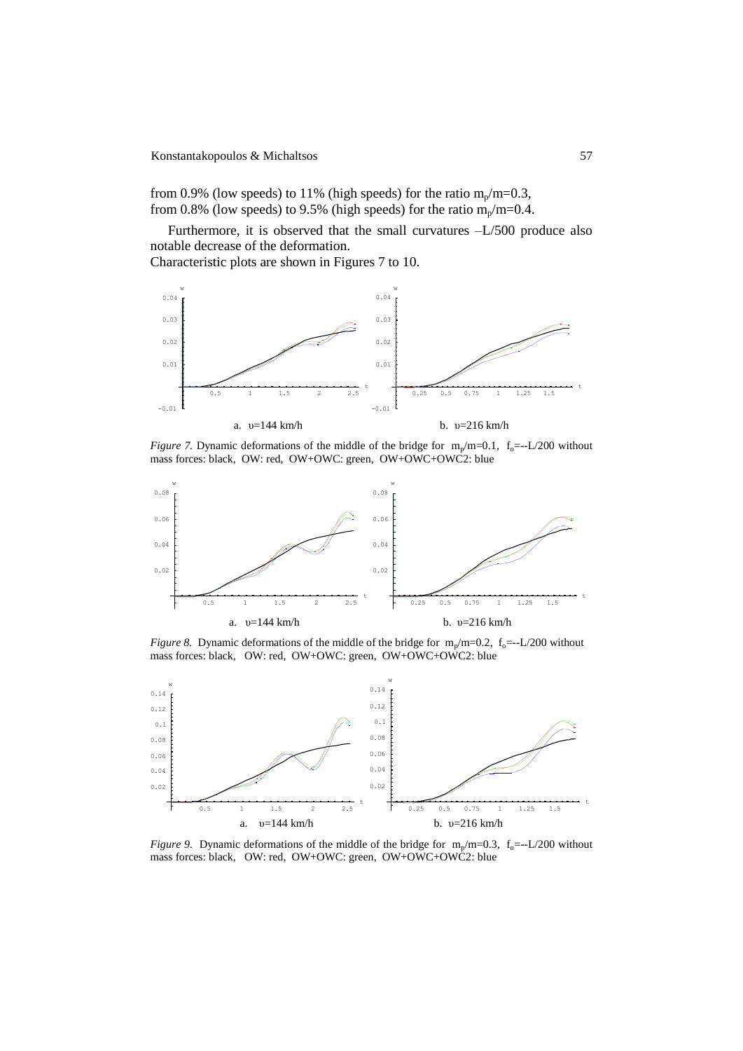from 0.9% (low speeds) to 11% (high speeds) for the ratio $m_p/m=0.3$,
from 0.8% (low speeds) to 9.5% (high speeds) for the ratio $m_p/m=0.4$.

Furthermore, it is observed that the small curvatures –L/500 produce also notable decrease of the deformation.
Characteristic plots are shown in Figures 7 to 10.

a. $\upsilon$=144 km/h

b. $\upsilon$=216 km/h

*Figure 7.* Dynamic deformations of the middle of the bridge for $m_p/m=0.1$, $f_o$=--L/200 without mass forces: black, OW: red, OW+OWC: green, OW+OWC+OWC2: blue

a. $\upsilon$=144 km/h

b. $\upsilon$=216 km/h

*Figure 8.* Dynamic deformations of the middle of the bridge for $m_p/m=0.2$, $f_o$=--L/200 without mass forces: black, OW: red, OW+OWC: green, OW+OWC+OWC2: blue

a. $\upsilon$=144 km/h

b. $\upsilon$=216 km/h

*Figure 9.* Dynamic deformations of the middle of the bridge for $m_p/m=0.3$, $f_o$=--L/200 without mass forces: black, OW: red, OW+OWC: green, OW+OWC+OWC2: blue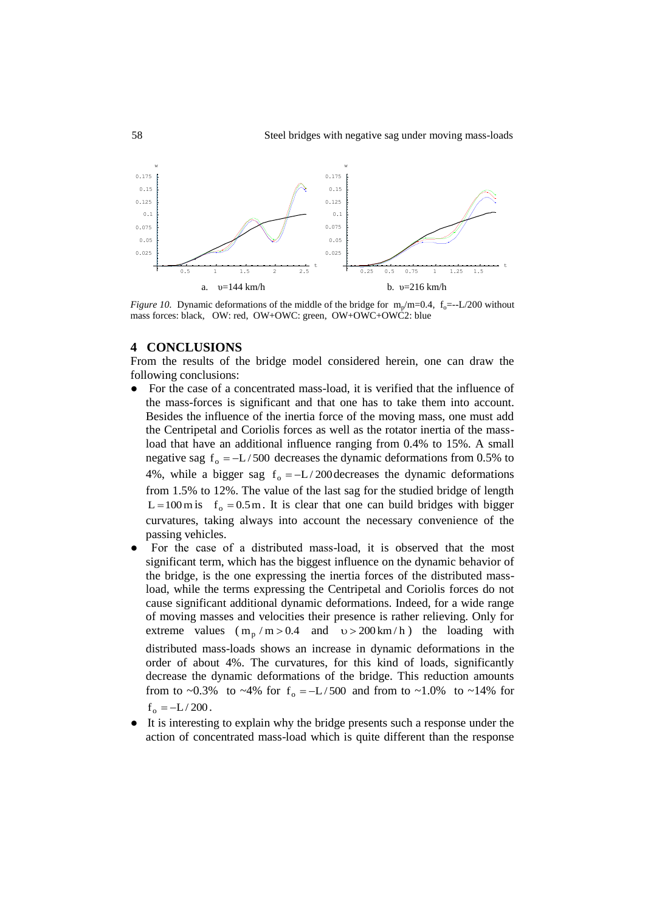a. $\upsilon$=144 km/h

b. $\upsilon$=216 km/h

*Figure 10.* Dynamic deformations of the middle of the bridge for $m_p/m=0.4$, $f_o=-L/200$ without mass forces: black, OW: red, OW+OWC: green, OW+OWC+OWC2: blue

## 4 CONCLUSIONS

From the results of the bridge model considered herein, one can draw the following conclusions:

- For the case of a concentrated mass-load, it is verified that the influence of the mass-forces is significant and that one has to take them into account. Besides the influence of the inertia force of the moving mass, one must add the Centripetal and Coriolis forces as well as the rotator inertia of the mass-load that have an additional influence ranging from 0.4% to 15%. A small negative sag $f_o = -L/500$ decreases the dynamic deformations from 0.5% to 4%, while a bigger sag $f_o = -L/200$ decreases the dynamic deformations from 1.5% to 12%. The value of the last sag for the studied bridge of length $L = 100\,\text{m}$ is $f_o = 0.5\,\text{m}$. It is clear that one can build bridges with bigger curvatures, taking always into account the necessary convenience of the passing vehicles.
- For the case of a distributed mass-load, it is observed that the most significant term, which has the biggest influence on the dynamic behavior of the bridge, is the one expressing the inertia forces of the distributed mass-load, while the terms expressing the Centripetal and Coriolis forces do not cause significant additional dynamic deformations. Indeed, for a wide range of moving masses and velocities their presence is rather relieving. Only for extreme values ($m_p/m > 0.4$ and $\upsilon > 200\,\text{km/h}$) the loading with distributed mass-loads shows an increase in dynamic deformations in the order of about 4%. The curvatures, for this kind of loads, significantly decrease the dynamic deformations of the bridge. This reduction amounts from to ~0.3% to ~4% for $f_o = -L/500$ and from to ~1.0% to ~14% for $f_o = -L/200$.
- It is interesting to explain why the bridge presents such a response under the action of concentrated mass-load which is quite different than the response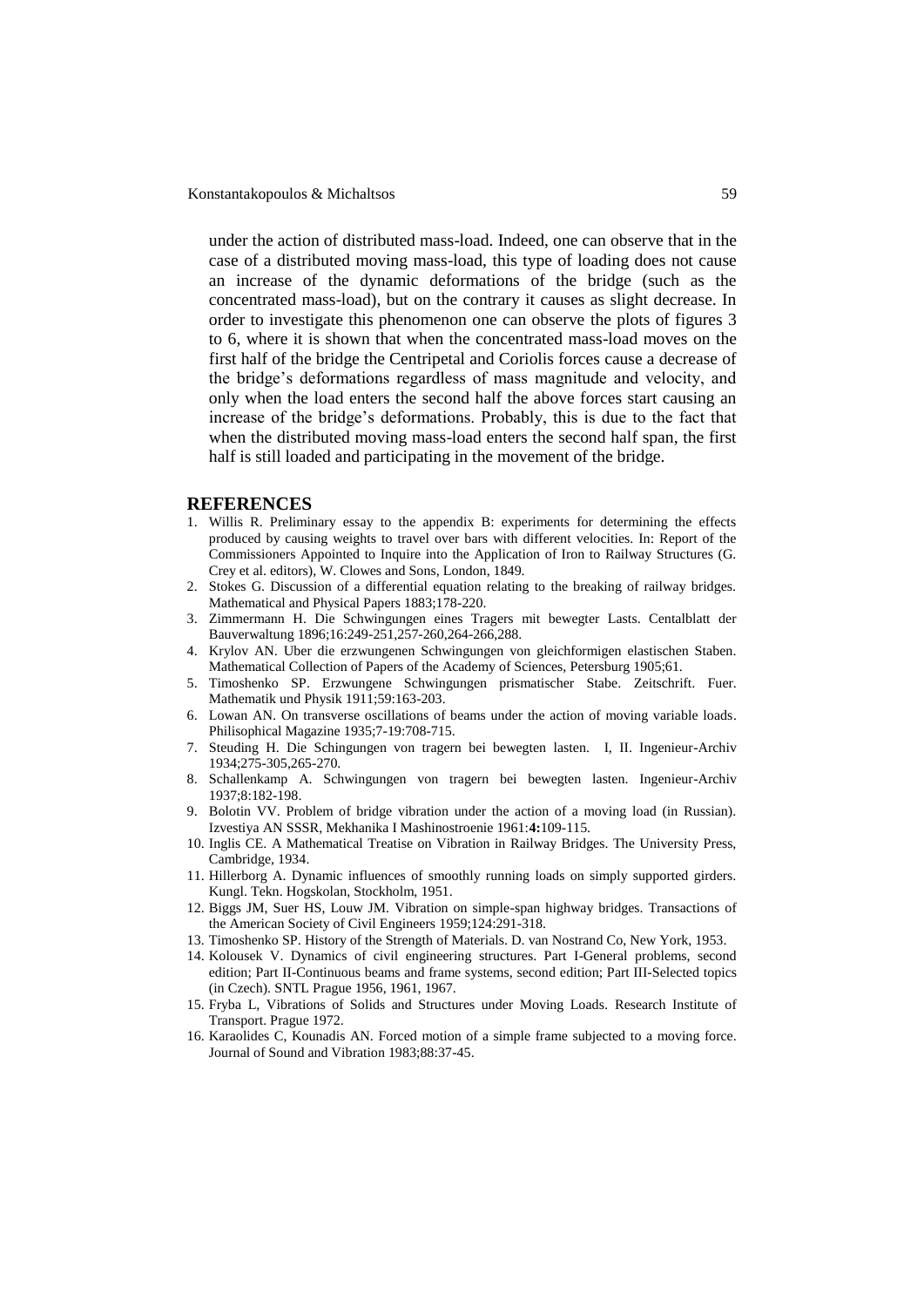under the action of distributed mass-load. Indeed, one can observe that in the case of a distributed moving mass-load, this type of loading does not cause an increase of the dynamic deformations of the bridge (such as the concentrated mass-load), but on the contrary it causes as slight decrease. In order to investigate this phenomenon one can observe the plots of figures 3 to 6, where it is shown that when the concentrated mass-load moves on the first half of the bridge the Centripetal and Coriolis forces cause a decrease of the bridge's deformations regardless of mass magnitude and velocity, and only when the load enters the second half the above forces start causing an increase of the bridge's deformations. Probably, this is due to the fact that when the distributed moving mass-load enters the second half span, the first half is still loaded and participating in the movement of the bridge.

## REFERENCES

1. Willis R. Preliminary essay to the appendix B: experiments for determining the effects produced by causing weights to travel over bars with different velocities. In: Report of the Commissioners Appointed to Inquire into the Application of Iron to Railway Structures (G. Crey et al. editors), W. Clowes and Sons, London, 1849.
2. Stokes G. Discussion of a differential equation relating to the breaking of railway bridges. Mathematical and Physical Papers 1883;178-220.
3. Zimmermann H. Die Schwingungen eines Tragers mit bewegter Lasts. Centalblatt der Bauverwaltung 1896;16:249-251,257-260,264-266,288.
4. Krylov AN. Uber die erzwungenen Schwingungen von gleichformigen elastischen Staben. Mathematical Collection of Papers of the Academy of Sciences, Petersburg 1905;61.
5. Timoshenko SP. Erzwungene Schwingungen prismatischer Stabe. Zeitschrift. Fuer. Mathematik und Physik 1911;59:163-203.
6. Lowan AN. On transverse oscillations of beams under the action of moving variable loads. Philisophical Magazine 1935;7-19:708-715.
7. Steuding H. Die Schingungen von tragern bei bewegten lasten. I, II. Ingenieur-Archiv 1934;275-305,265-270.
8. Schallenkamp A. Schwingungen von tragern bei bewegten lasten. Ingenieur-Archiv 1937;8:182-198.
9. Bolotin VV. Problem of bridge vibration under the action of a moving load (in Russian). Izvestiya AN SSSR, Mekhanika I Mashinostroenie 1961:**4:**109-115.
10. Inglis CE. A Mathematical Treatise on Vibration in Railway Bridges. The University Press, Cambridge, 1934.
11. Hillerborg A. Dynamic influences of smoothly running loads on simply supported girders. Kungl. Tekn. Hogskolan, Stockholm, 1951.
12. Biggs JM, Suer HS, Louw JM. Vibration on simple-span highway bridges. Transactions of the American Society of Civil Engineers 1959;124:291-318.
13. Timoshenko SP. History of the Strength of Materials. D. van Nostrand Co, New York, 1953.
14. Kolousek V. Dynamics of civil engineering structures. Part I-General problems, second edition; Part II-Continuous beams and frame systems, second edition; Part III-Selected topics (in Czech). SNTL Prague 1956, 1961, 1967.
15. Fryba L, Vibrations of Solids and Structures under Moving Loads. Research Institute of Transport. Prague 1972.
16. Karaolides C, Kounadis AN. Forced motion of a simple frame subjected to a moving force. Journal of Sound and Vibration 1983;88:37-45.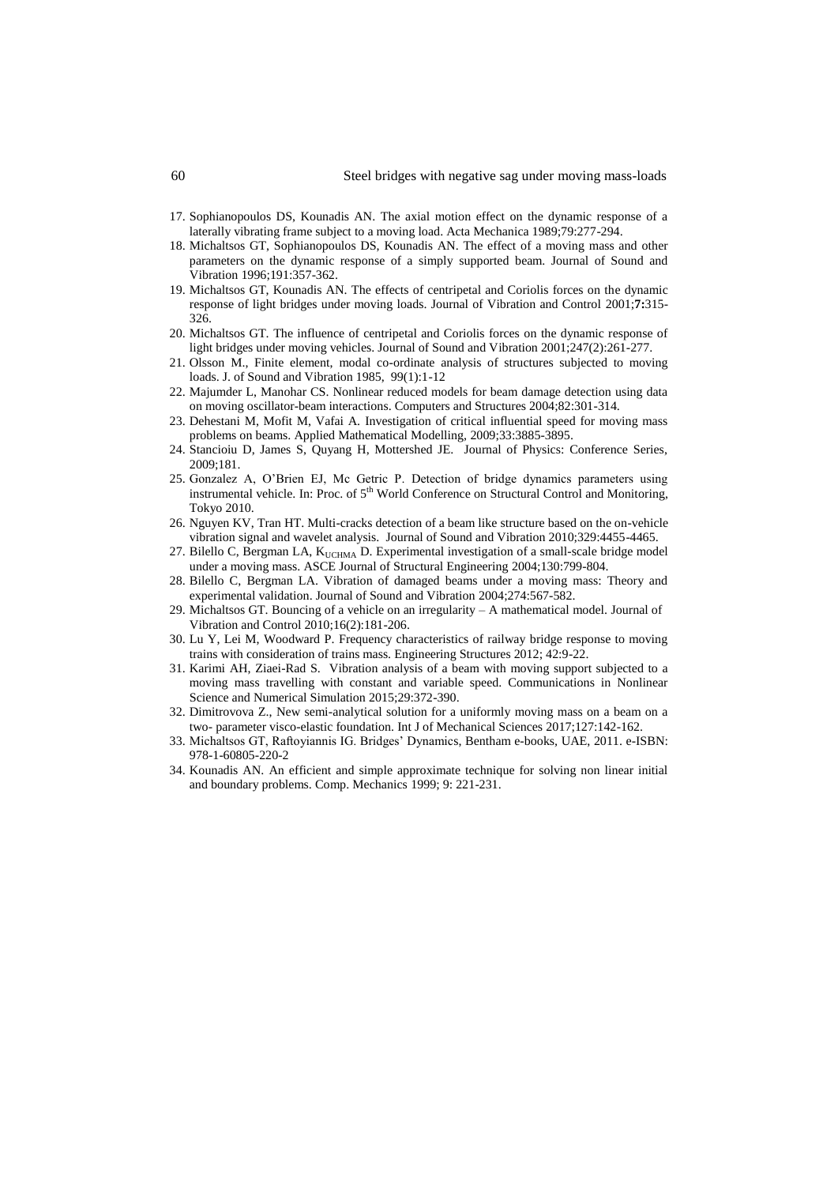17. Sophianopoulos DS, Kounadis AN. The axial motion effect on the dynamic response of a laterally vibrating frame subject to a moving load. Acta Mechanica 1989;79:277-294.
18. Michaltsos GT, Sophianopoulos DS, Kounadis AN. The effect of a moving mass and other parameters on the dynamic response of a simply supported beam. Journal of Sound and Vibration 1996;191:357-362.
19. Michaltsos GT, Kounadis AN. The effects of centripetal and Coriolis forces on the dynamic response of light bridges under moving loads. Journal of Vibration and Control 2001;**7:**315-326.
20. Michaltsos GT. The influence of centripetal and Coriolis forces on the dynamic response of light bridges under moving vehicles. Journal of Sound and Vibration 2001;247(2):261-277.
21. Olsson M., Finite element, modal co-ordinate analysis of structures subjected to moving loads. J. of Sound and Vibration 1985, 99(1):1-12
22. Majumder L, Manohar CS. Nonlinear reduced models for beam damage detection using data on moving oscillator-beam interactions. Computers and Structures 2004;82:301-314.
23. Dehestani M, Mofit M, Vafai A. Investigation of critical influential speed for moving mass problems on beams. Applied Mathematical Modelling, 2009;33:3885-3895.
24. Stancioiu D, James S, Quyang H, Mottershed JE. Journal of Physics: Conference Series, 2009;181.
25. Gonzalez A, O'Brien EJ, Mc Getric P. Detection of bridge dynamics parameters using instrumental vehicle. In: Proc. of 5th World Conference on Structural Control and Monitoring, Tokyo 2010.
26. Nguyen KV, Tran HT. Multi-cracks detection of a beam like structure based on the on-vehicle vibration signal and wavelet analysis. Journal of Sound and Vibration 2010;329:4455-4465.
27. Bilello C, Bergman LA, $K_{UCHMA}$ D. Experimental investigation of a small-scale bridge model under a moving mass. ASCE Journal of Structural Engineering 2004;130:799-804.
28. Bilello C, Bergman LA. Vibration of damaged beams under a moving mass: Theory and experimental validation. Journal of Sound and Vibration 2004;274:567-582.
29. Michaltsos GT. Bouncing of a vehicle on an irregularity – A mathematical model. Journal of Vibration and Control 2010;16(2):181-206.
30. Lu Y, Lei M, Woodward P. Frequency characteristics of railway bridge response to moving trains with consideration of trains mass. Engineering Structures 2012; 42:9-22.
31. Karimi AH, Ziaei-Rad S. Vibration analysis of a beam with moving support subjected to a moving mass travelling with constant and variable speed. Communications in Nonlinear Science and Numerical Simulation 2015;29:372-390.
32. Dimitrovova Z., New semi-analytical solution for a uniformly moving mass on a beam on a two- parameter visco-elastic foundation. Int J of Mechanical Sciences 2017;127:142-162.
33. Michaltsos GT, Raftoyiannis IG. Bridges' Dynamics, Bentham e-books, UAE, 2011. e-ISBN: 978-1-60805-220-2
34. Kounadis AN. An efficient and simple approximate technique for solving non linear initial and boundary problems. Comp. Mechanics 1999; 9: 221-231.